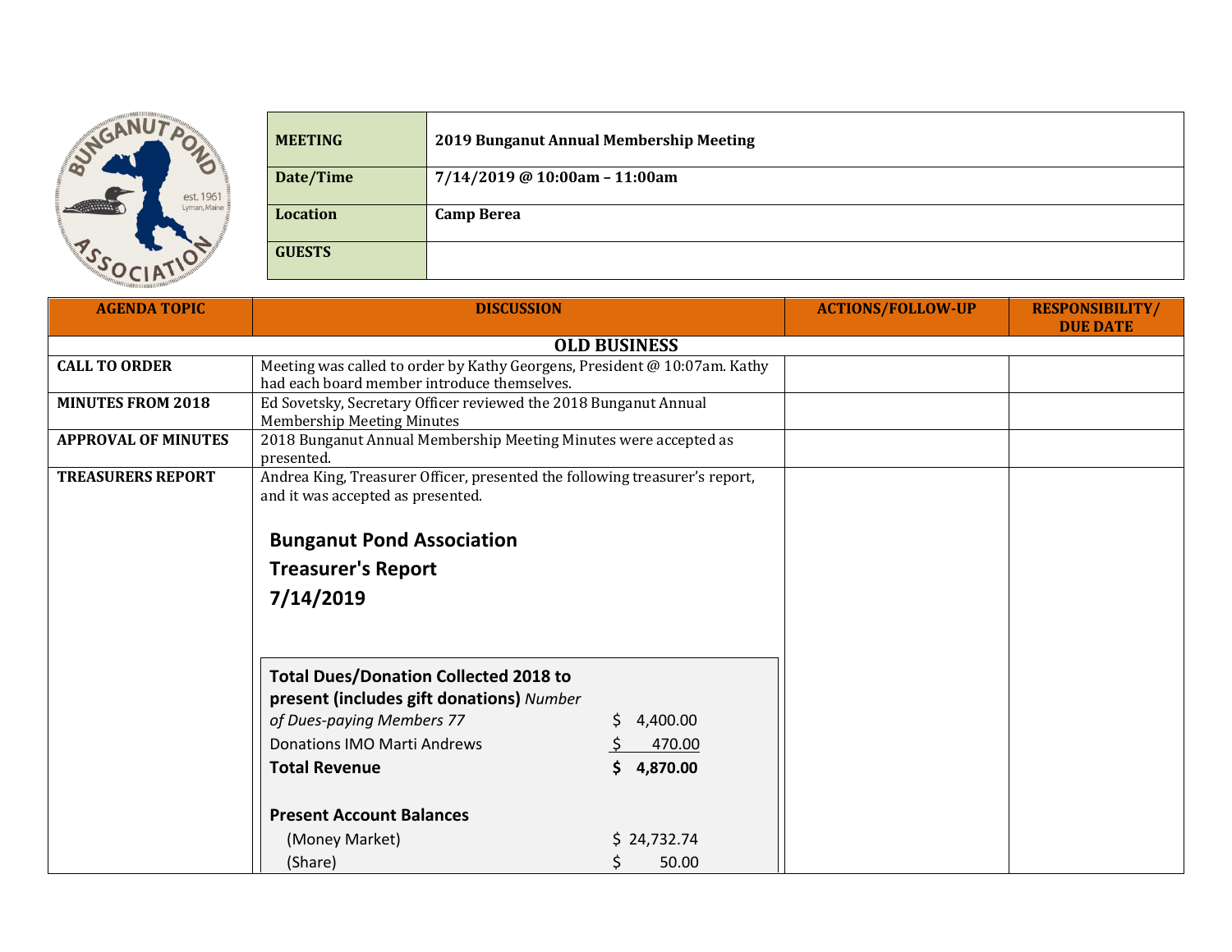| MEETING | 2019 Bunganut Annual Membership Meeting |
|---|---|
| Date/Time | 7/14/2019 @ 10:00am – 11:00am |
| Location | Camp Berea |
| GUESTS | |

| AGENDA TOPIC | DISCUSSION | ACTIONS/FOLLOW-UP | RESPONSIBILITY/ DUE DATE |
|---|---|---|---|
| **OLD BUSINESS** | | | |
| CALL TO ORDER | Meeting was called to order by Kathy Georgens, President @ 10:07am. Kathy had each board member introduce themselves. | | |
| MINUTES FROM 2018 | Ed Sovetsky, Secretary Officer reviewed the 2018 Bunganut Annual Membership Meeting Minutes | | |
| APPROVAL OF MINUTES | 2018 Bunganut Annual Membership Meeting Minutes were accepted as presented. | | |
| TREASURERS REPORT | Andrea King, Treasurer Officer, presented the following treasurer's report, and it was accepted as presented. | | |

**Bunganut Pond Association**

**Treasurer's Report**

**7/14/2019**

| | |
|---|---|
| **Total Dues/Donation Collected 2018 to present (includes gift donations)** *Number of Dues-paying Members 77* | $ 4,400.00 |
| Donations IMO Marti Andrews | $ 470.00 |
| **Total Revenue** | **$ 4,870.00** |
| | |
| **Present Account Balances** | |
| (Money Market) | $ 24,732.74 |
| (Share) | $ 50.00 |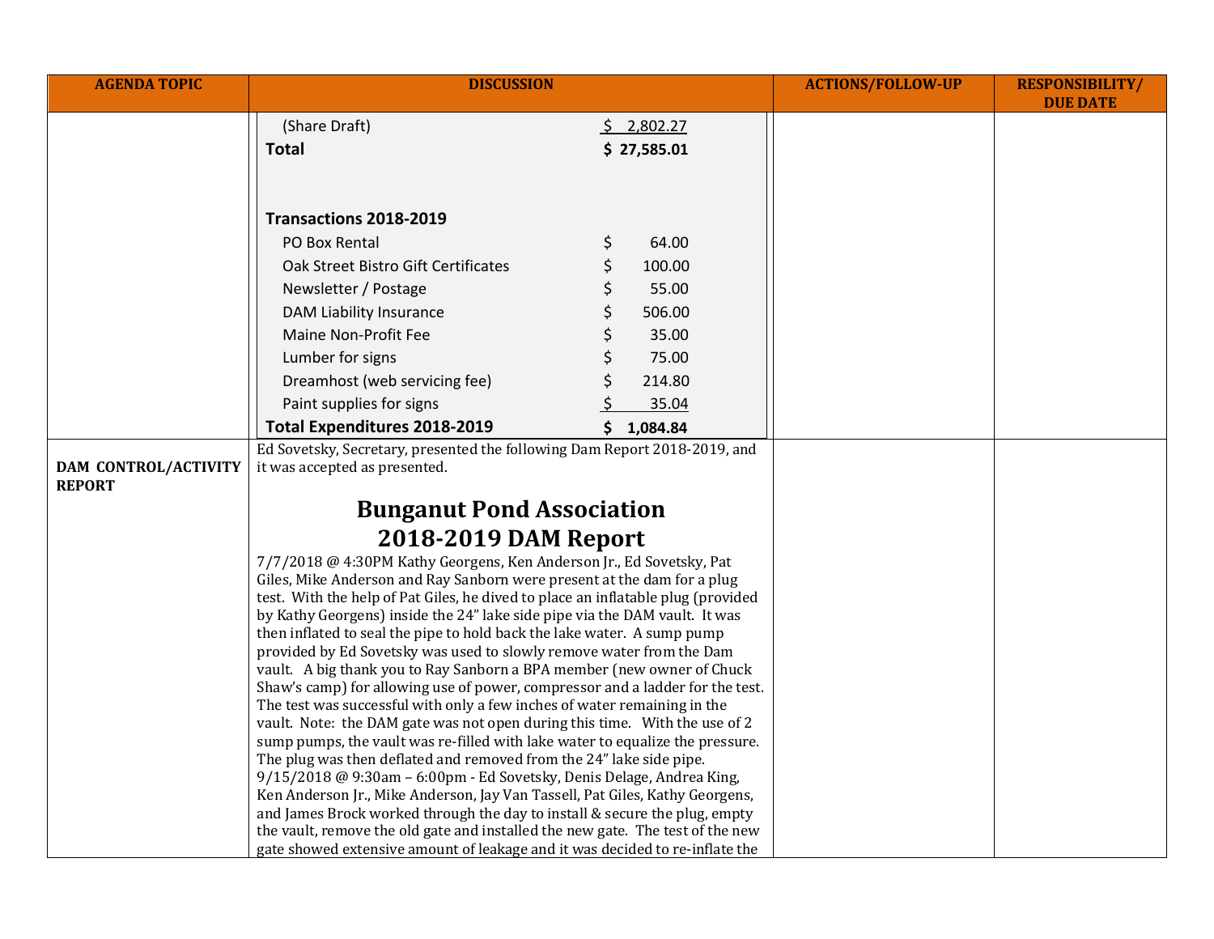| AGENDA TOPIC | DISCUSSION | ACTIONS/FOLLOW-UP | RESPONSIBILITY/ DUE DATE |
|---|---|---|---|
| | (Share Draft) $ 2,802.27<br>**Total $ 27,585.01**<br><br>**Transactions 2018-2019**<br>PO Box Rental $ 64.00<br>Oak Street Bistro Gift Certificates $ 100.00<br>Newsletter / Postage $ 55.00<br>DAM Liability Insurance $ 506.00<br>Maine Non-Profit Fee $ 35.00<br>Lumber for signs $ 75.00<br>Dreamhost (web servicing fee) $ 214.80<br>Paint supplies for signs $ 35.04<br>**Total Expenditures 2018-2019 $ 1,084.84** | | |
| **DAM CONTROL/ACTIVITY REPORT** | Ed Sovetsky, Secretary, presented the following Dam Report 2018-2019, and it was accepted as presented.<br><br>**Bunganut Pond Association**<br>**2018-2019 DAM Report**<br>7/7/2018 @ 4:30PM Kathy Georgens, Ken Anderson Jr., Ed Sovetsky, Pat Giles, Mike Anderson and Ray Sanborn were present at the dam for a plug test. With the help of Pat Giles, he dived to place an inflatable plug (provided by Kathy Georgens) inside the 24" lake side pipe via the DAM vault. It was then inflated to seal the pipe to hold back the lake water. A sump pump provided by Ed Sovetsky was used to slowly remove water from the Dam vault. A big thank you to Ray Sanborn a BPA member (new owner of Chuck Shaw's camp) for allowing use of power, compressor and a ladder for the test. The test was successful with only a few inches of water remaining in the vault. Note: the DAM gate was not open during this time. With the use of 2 sump pumps, the vault was re-filled with lake water to equalize the pressure. The plug was then deflated and removed from the 24" lake side pipe.<br>9/15/2018 @ 9:30am – 6:00pm - Ed Sovetsky, Denis Delage, Andrea King, Ken Anderson Jr., Mike Anderson, Jay Van Tassell, Pat Giles, Kathy Georgens, and James Brock worked through the day to install & secure the plug, empty the vault, remove the old gate and installed the new gate. The test of the new gate showed extensive amount of leakage and it was decided to re-inflate the | | |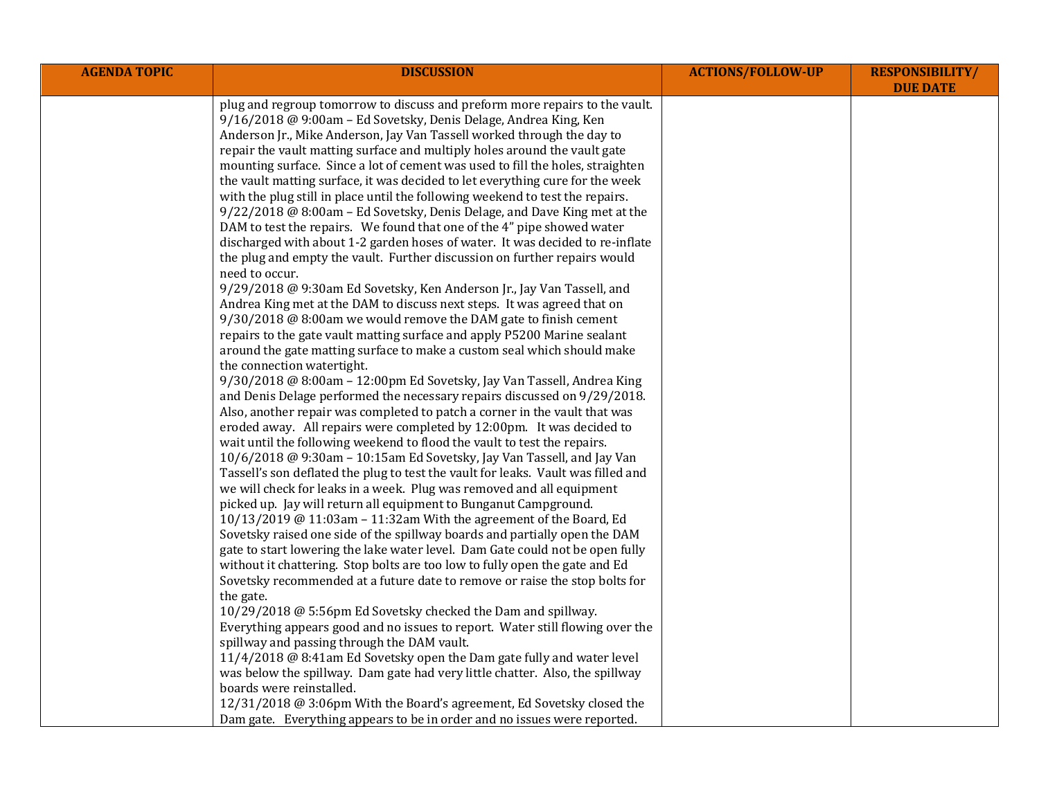| AGENDA TOPIC | DISCUSSION | ACTIONS/FOLLOW-UP | RESPONSIBILITY/ DUE DATE |
| --- | --- | --- | --- |
| | plug and regroup tomorrow to discuss and preform more repairs to the vault.<br>9/16/2018 @ 9:00am – Ed Sovetsky, Denis Delage, Andrea King, Ken Anderson Jr., Mike Anderson, Jay Van Tassell worked through the day to repair the vault matting surface and multiply holes around the vault gate mounting surface. Since a lot of cement was used to fill the holes, straighten the vault matting surface, it was decided to let everything cure for the week with the plug still in place until the following weekend to test the repairs.<br>9/22/2018 @ 8:00am – Ed Sovetsky, Denis Delage, and Dave King met at the DAM to test the repairs. We found that one of the 4" pipe showed water discharged with about 1-2 garden hoses of water. It was decided to re-inflate the plug and empty the vault. Further discussion on further repairs would need to occur.<br>9/29/2018 @ 9:30am Ed Sovetsky, Ken Anderson Jr., Jay Van Tassell, and Andrea King met at the DAM to discuss next steps. It was agreed that on 9/30/2018 @ 8:00am we would remove the DAM gate to finish cement repairs to the gate vault matting surface and apply P5200 Marine sealant around the gate matting surface to make a custom seal which should make the connection watertight.<br>9/30/2018 @ 8:00am – 12:00pm Ed Sovetsky, Jay Van Tassell, Andrea King and Denis Delage performed the necessary repairs discussed on 9/29/2018. Also, another repair was completed to patch a corner in the vault that was eroded away. All repairs were completed by 12:00pm. It was decided to wait until the following weekend to flood the vault to test the repairs.<br>10/6/2018 @ 9:30am – 10:15am Ed Sovetsky, Jay Van Tassell, and Jay Van Tassell's son deflated the plug to test the vault for leaks. Vault was filled and we will check for leaks in a week. Plug was removed and all equipment picked up. Jay will return all equipment to Bunganut Campground.<br>10/13/2019 @ 11:03am – 11:32am With the agreement of the Board, Ed Sovetsky raised one side of the spillway boards and partially open the DAM gate to start lowering the lake water level. Dam Gate could not be open fully without it chattering. Stop bolts are too low to fully open the gate and Ed Sovetsky recommended at a future date to remove or raise the stop bolts for the gate.<br>10/29/2018 @ 5:56pm Ed Sovetsky checked the Dam and spillway. Everything appears good and no issues to report. Water still flowing over the spillway and passing through the DAM vault.<br>11/4/2018 @ 8:41am Ed Sovetsky open the Dam gate fully and water level was below the spillway. Dam gate had very little chatter. Also, the spillway boards were reinstalled.<br>12/31/2018 @ 3:06pm With the Board's agreement, Ed Sovetsky closed the Dam gate. Everything appears to be in order and no issues were reported. | | |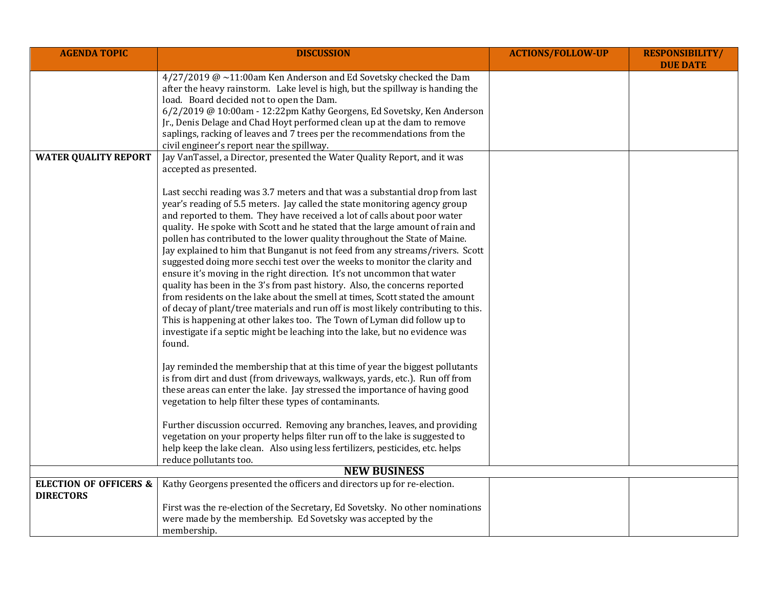| AGENDA TOPIC | DISCUSSION | ACTIONS/FOLLOW-UP | RESPONSIBILITY/ DUE DATE |
|---|---|---|---|
| | 4/27/2019 @ ~11:00am Ken Anderson and Ed Sovetsky checked the Dam after the heavy rainstorm. Lake level is high, but the spillway is handing the load. Board decided not to open the Dam.<br>6/2/2019 @ 10:00am - 12:22pm Kathy Georgens, Ed Sovetsky, Ken Anderson Jr., Denis Delage and Chad Hoyt performed clean up at the dam to remove saplings, racking of leaves and 7 trees per the recommendations from the civil engineer's report near the spillway. | | |
| **WATER QUALITY REPORT** | Jay VanTassel, a Director, presented the Water Quality Report, and it was accepted as presented.<br><br>Last secchi reading was 3.7 meters and that was a substantial drop from last year's reading of 5.5 meters. Jay called the state monitoring agency group and reported to them. They have received a lot of calls about poor water quality. He spoke with Scott and he stated that the large amount of rain and pollen has contributed to the lower quality throughout the State of Maine. Jay explained to him that Bunganut is not feed from any streams/rivers. Scott suggested doing more secchi test over the weeks to monitor the clarity and ensure it's moving in the right direction. It's not uncommon that water quality has been in the 3's from past history. Also, the concerns reported from residents on the lake about the smell at times, Scott stated the amount of decay of plant/tree materials and run off is most likely contributing to this. This is happening at other lakes too. The Town of Lyman did follow up to investigate if a septic might be leaching into the lake, but no evidence was found.<br><br>Jay reminded the membership that at this time of year the biggest pollutants is from dirt and dust (from driveways, walkways, yards, etc.). Run off from these areas can enter the lake. Jay stressed the importance of having good vegetation to help filter these types of contaminants.<br><br>Further discussion occurred. Removing any branches, leaves, and providing vegetation on your property helps filter run off to the lake is suggested to help keep the lake clean. Also using less fertilizers, pesticides, etc. helps reduce pollutants too. | | |
| | **NEW BUSINESS** | | |
| **ELECTION OF OFFICERS & DIRECTORS** | Kathy Georgens presented the officers and directors up for re-election.<br><br>First was the re-election of the Secretary, Ed Sovetsky. No other nominations were made by the membership. Ed Sovetsky was accepted by the membership. | | |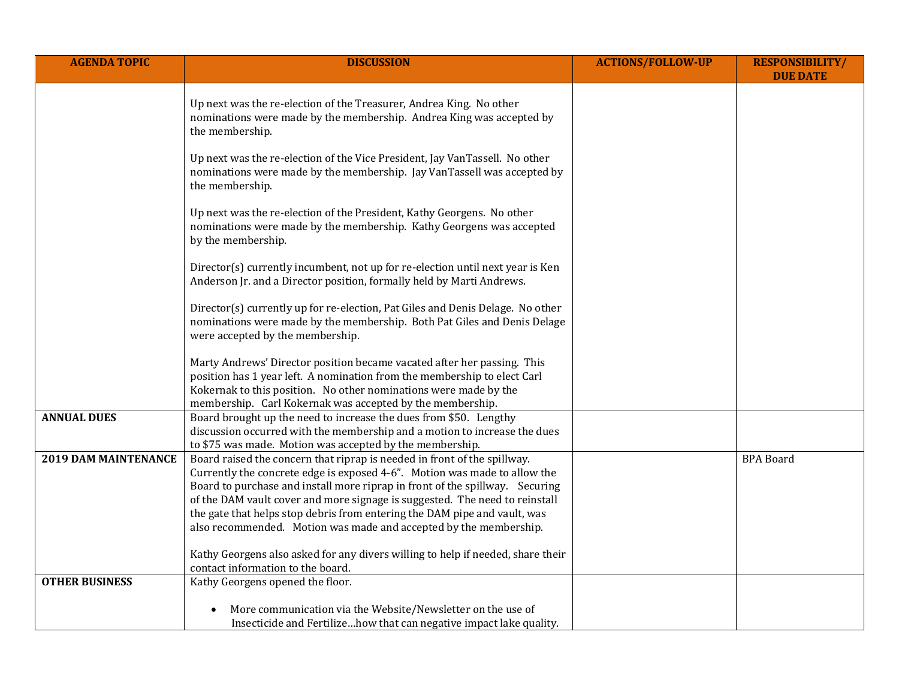| AGENDA TOPIC | DISCUSSION | ACTIONS/FOLLOW-UP | RESPONSIBILITY/ DUE DATE |
|---|---|---|---|
| | Up next was the re-election of the Treasurer, Andrea King. No other nominations were made by the membership. Andrea King was accepted by the membership.<br><br>Up next was the re-election of the Vice President, Jay VanTassell. No other nominations were made by the membership. Jay VanTassell was accepted by the membership.<br><br>Up next was the re-election of the President, Kathy Georgens. No other nominations were made by the membership. Kathy Georgens was accepted by the membership.<br><br>Director(s) currently incumbent, not up for re-election until next year is Ken Anderson Jr. and a Director position, formally held by Marti Andrews.<br><br>Director(s) currently up for re-election, Pat Giles and Denis Delage. No other nominations were made by the membership. Both Pat Giles and Denis Delage were accepted by the membership.<br><br>Marty Andrews' Director position became vacated after her passing. This position has 1 year left. A nomination from the membership to elect Carl Kokernak to this position. No other nominations were made by the membership. Carl Kokernak was accepted by the membership. | | |
| **ANNUAL DUES** | Board brought up the need to increase the dues from $50. Lengthy discussion occurred with the membership and a motion to increase the dues to $75 was made. Motion was accepted by the membership. | | |
| **2019 DAM MAINTENANCE** | Board raised the concern that riprap is needed in front of the spillway. Currently the concrete edge is exposed 4-6". Motion was made to allow the Board to purchase and install more riprap in front of the spillway. Securing of the DAM vault cover and more signage is suggested. The need to reinstall the gate that helps stop debris from entering the DAM pipe and vault, was also recommended. Motion was made and accepted by the membership.<br><br>Kathy Georgens also asked for any divers willing to help if needed, share their contact information to the board. | | BPA Board |
| **OTHER BUSINESS** | Kathy Georgens opened the floor.<br><br>• More communication via the Website/Newsletter on the use of Insecticide and Fertilize…how that can negative impact lake quality. | | |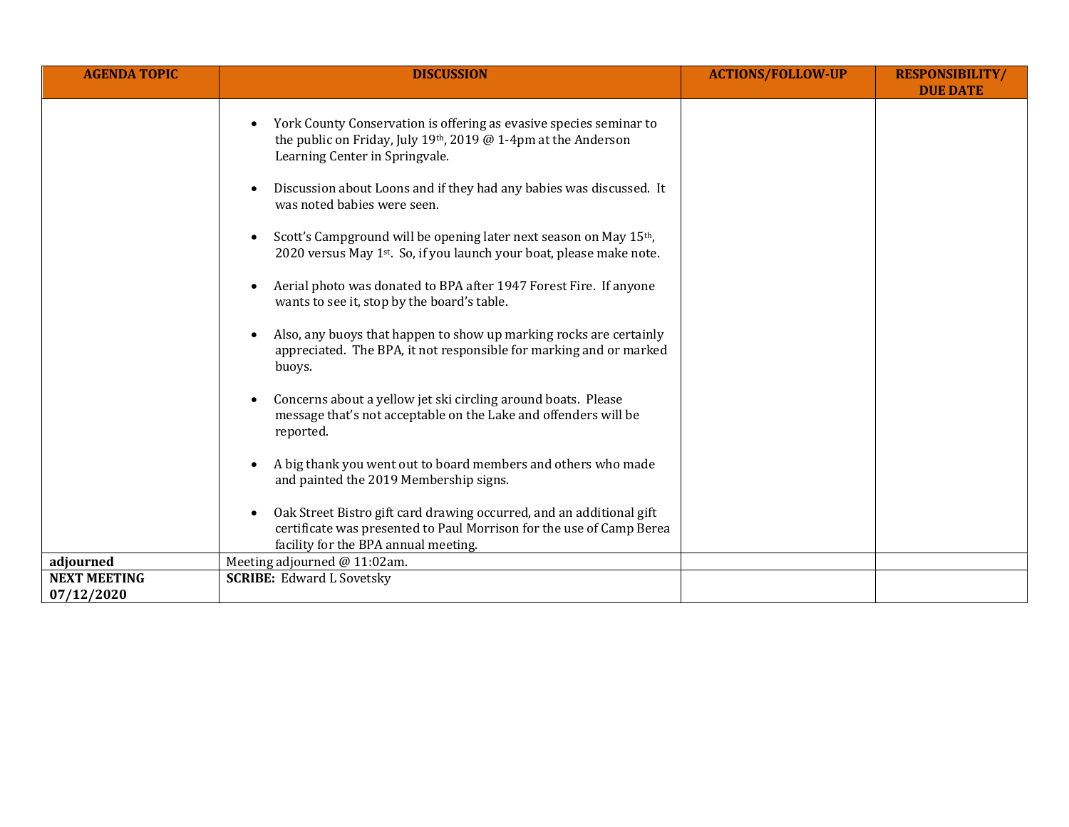| AGENDA TOPIC | DISCUSSION | ACTIONS/FOLLOW-UP | RESPONSIBILITY/ DUE DATE |
|---|---|---|---|
| | • York County Conservation is offering as evasive species seminar to the public on Friday, July 19th, 2019 @ 1-4pm at the Anderson Learning Center in Springvale.<br><br>• Discussion about Loons and if they had any babies was discussed. It was noted babies were seen.<br><br>• Scott's Campground will be opening later next season on May 15th, 2020 versus May 1st. So, if you launch your boat, please make note.<br><br>• Aerial photo was donated to BPA after 1947 Forest Fire. If anyone wants to see it, stop by the board's table.<br><br>• Also, any buoys that happen to show up marking rocks are certainly appreciated. The BPA, it not responsible for marking and or marked buoys.<br><br>• Concerns about a yellow jet ski circling around boats. Please message that's not acceptable on the Lake and offenders will be reported.<br><br>• A big thank you went out to board members and others who made and painted the 2019 Membership signs.<br><br>• Oak Street Bistro gift card drawing occurred, and an additional gift certificate was presented to Paul Morrison for the use of Camp Berea facility for the BPA annual meeting. | | |
| **adjourned** | Meeting adjourned @ 11:02am. | | |
| **NEXT MEETING 07/12/2020** | **SCRIBE:** Edward L Sovetsky | | |